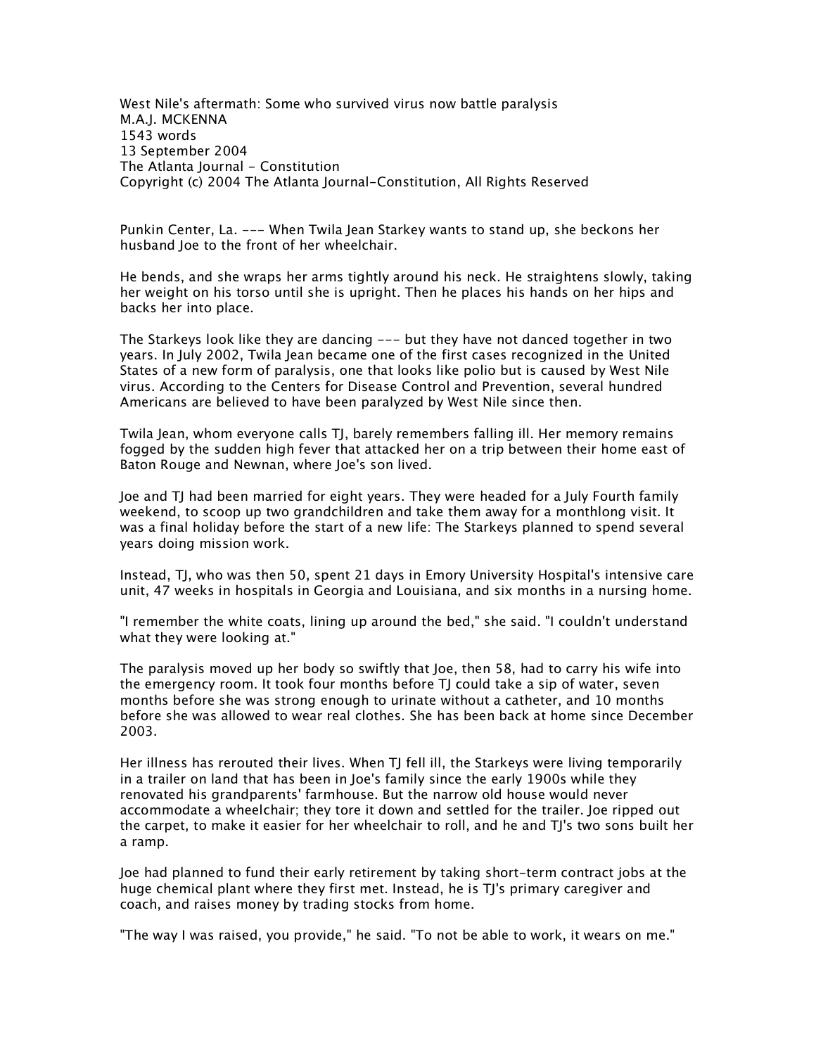# West Nile's aftermath: Some who survived virus now battle paralysis

M.A.J. MCKENNA
1543 words
13 September 2004
The Atlanta Journal - Constitution
Copyright (c) 2004 The Atlanta Journal-Constitution, All Rights Reserved

Punkin Center, La. --- When Twila Jean Starkey wants to stand up, she beckons her husband Joe to the front of her wheelchair.

He bends, and she wraps her arms tightly around his neck. He straightens slowly, taking her weight on his torso until she is upright. Then he places his hands on her hips and backs her into place.

The Starkeys look like they are dancing --- but they have not danced together in two years. In July 2002, Twila Jean became one of the first cases recognized in the United States of a new form of paralysis, one that looks like polio but is caused by West Nile virus. According to the Centers for Disease Control and Prevention, several hundred Americans are believed to have been paralyzed by West Nile since then.

Twila Jean, whom everyone calls TJ, barely remembers falling ill. Her memory remains fogged by the sudden high fever that attacked her on a trip between their home east of Baton Rouge and Newnan, where Joe's son lived.

Joe and TJ had been married for eight years. They were headed for a July Fourth family weekend, to scoop up two grandchildren and take them away for a monthlong visit. It was a final holiday before the start of a new life: The Starkeys planned to spend several years doing mission work.

Instead, TJ, who was then 50, spent 21 days in Emory University Hospital's intensive care unit, 47 weeks in hospitals in Georgia and Louisiana, and six months in a nursing home.

"I remember the white coats, lining up around the bed," she said. "I couldn't understand what they were looking at."

The paralysis moved up her body so swiftly that Joe, then 58, had to carry his wife into the emergency room. It took four months before TJ could take a sip of water, seven months before she was strong enough to urinate without a catheter, and 10 months before she was allowed to wear real clothes. She has been back at home since December 2003.

Her illness has rerouted their lives. When TJ fell ill, the Starkeys were living temporarily in a trailer on land that has been in Joe's family since the early 1900s while they renovated his grandparents' farmhouse. But the narrow old house would never accommodate a wheelchair; they tore it down and settled for the trailer. Joe ripped out the carpet, to make it easier for her wheelchair to roll, and he and TJ's two sons built her a ramp.

Joe had planned to fund their early retirement by taking short-term contract jobs at the huge chemical plant where they first met. Instead, he is TJ's primary caregiver and coach, and raises money by trading stocks from home.

"The way I was raised, you provide," he said. "To not be able to work, it wears on me."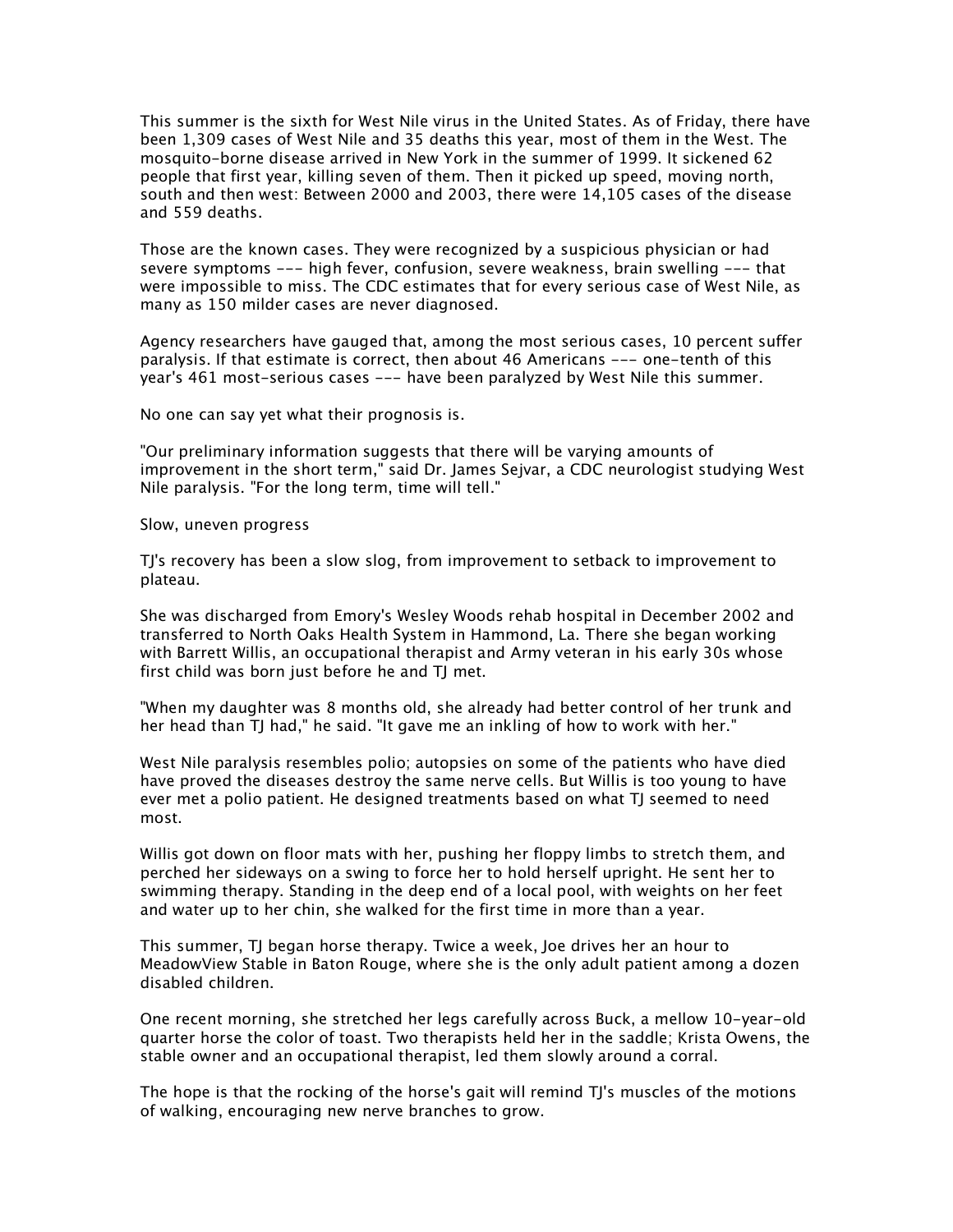This summer is the sixth for West Nile virus in the United States. As of Friday, there have been 1,309 cases of West Nile and 35 deaths this year, most of them in the West. The mosquito-borne disease arrived in New York in the summer of 1999. It sickened 62 people that first year, killing seven of them. Then it picked up speed, moving north, south and then west: Between 2000 and 2003, there were 14,105 cases of the disease and 559 deaths.

Those are the known cases. They were recognized by a suspicious physician or had severe symptoms --- high fever, confusion, severe weakness, brain swelling --- that were impossible to miss. The CDC estimates that for every serious case of West Nile, as many as 150 milder cases are never diagnosed.

Agency researchers have gauged that, among the most serious cases, 10 percent suffer paralysis. If that estimate is correct, then about 46 Americans --- one-tenth of this year's 461 most-serious cases --- have been paralyzed by West Nile this summer.

No one can say yet what their prognosis is.

"Our preliminary information suggests that there will be varying amounts of improvement in the short term," said Dr. James Sejvar, a CDC neurologist studying West Nile paralysis. "For the long term, time will tell."

## Slow, uneven progress

TJ's recovery has been a slow slog, from improvement to setback to improvement to plateau.

She was discharged from Emory's Wesley Woods rehab hospital in December 2002 and transferred to North Oaks Health System in Hammond, La. There she began working with Barrett Willis, an occupational therapist and Army veteran in his early 30s whose first child was born just before he and TJ met.

"When my daughter was 8 months old, she already had better control of her trunk and her head than TJ had," he said. "It gave me an inkling of how to work with her."

West Nile paralysis resembles polio; autopsies on some of the patients who have died have proved the diseases destroy the same nerve cells. But Willis is too young to have ever met a polio patient. He designed treatments based on what TJ seemed to need most.

Willis got down on floor mats with her, pushing her floppy limbs to stretch them, and perched her sideways on a swing to force her to hold herself upright. He sent her to swimming therapy. Standing in the deep end of a local pool, with weights on her feet and water up to her chin, she walked for the first time in more than a year.

This summer, TJ began horse therapy. Twice a week, Joe drives her an hour to MeadowView Stable in Baton Rouge, where she is the only adult patient among a dozen disabled children.

One recent morning, she stretched her legs carefully across Buck, a mellow 10-year-old quarter horse the color of toast. Two therapists held her in the saddle; Krista Owens, the stable owner and an occupational therapist, led them slowly around a corral.

The hope is that the rocking of the horse's gait will remind TJ's muscles of the motions of walking, encouraging new nerve branches to grow.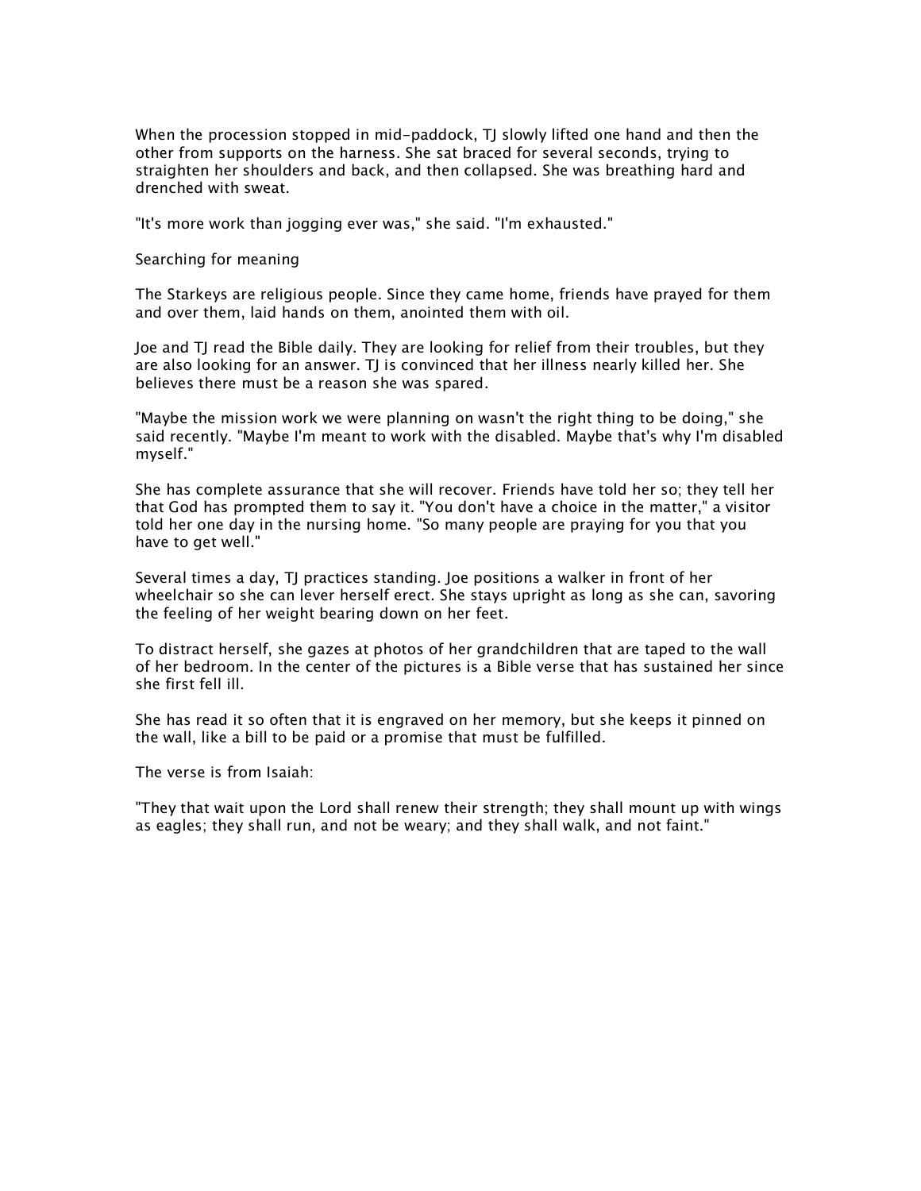When the procession stopped in mid-paddock, TJ slowly lifted one hand and then the other from supports on the harness. She sat braced for several seconds, trying to straighten her shoulders and back, and then collapsed. She was breathing hard and drenched with sweat.

"It's more work than jogging ever was," she said. "I'm exhausted."

## Searching for meaning

The Starkeys are religious people. Since they came home, friends have prayed for them and over them, laid hands on them, anointed them with oil.

Joe and TJ read the Bible daily. They are looking for relief from their troubles, but they are also looking for an answer. TJ is convinced that her illness nearly killed her. She believes there must be a reason she was spared.

"Maybe the mission work we were planning on wasn't the right thing to be doing," she said recently. "Maybe I'm meant to work with the disabled. Maybe that's why I'm disabled myself."

She has complete assurance that she will recover. Friends have told her so; they tell her that God has prompted them to say it. "You don't have a choice in the matter," a visitor told her one day in the nursing home. "So many people are praying for you that you have to get well."

Several times a day, TJ practices standing. Joe positions a walker in front of her wheelchair so she can lever herself erect. She stays upright as long as she can, savoring the feeling of her weight bearing down on her feet.

To distract herself, she gazes at photos of her grandchildren that are taped to the wall of her bedroom. In the center of the pictures is a Bible verse that has sustained her since she first fell ill.

She has read it so often that it is engraved on her memory, but she keeps it pinned on the wall, like a bill to be paid or a promise that must be fulfilled.

The verse is from Isaiah:

"They that wait upon the Lord shall renew their strength; they shall mount up with wings as eagles; they shall run, and not be weary; and they shall walk, and not faint."